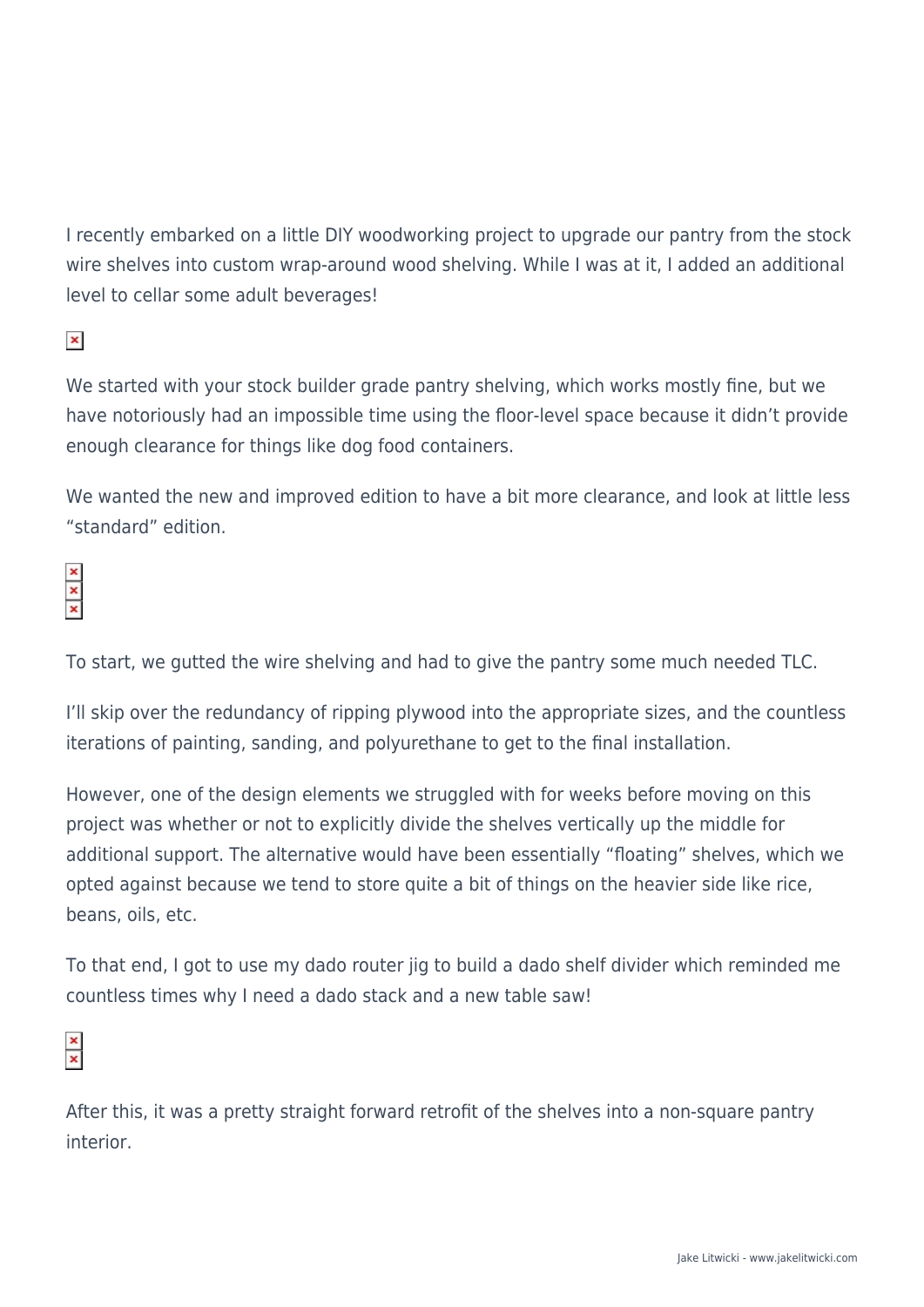I recently embarked on a little DIY woodworking project to upgrade our pantry from the stock wire shelves into custom wrap-around wood shelving. While I was at it, I added an additional level to cellar some adult beverages!

We started with your stock builder grade pantry shelving, which works mostly fine, but we have notoriously had an impossible time using the floor-level space because it didn't provide enough clearance for things like dog food containers.

We wanted the new and improved edition to have a bit more clearance, and look at little less "standard" edition.

To start, we gutted the wire shelving and had to give the pantry some much needed TLC.

I'll skip over the redundancy of ripping plywood into the appropriate sizes, and the countless iterations of painting, sanding, and polyurethane to get to the final installation.

However, one of the design elements we struggled with for weeks before moving on this project was whether or not to explicitly divide the shelves vertically up the middle for additional support. The alternative would have been essentially "floating" shelves, which we opted against because we tend to store quite a bit of things on the heavier side like rice, beans, oils, etc.

To that end, I got to use my dado router jig to build a dado shelf divider which reminded me countless times why I need a dado stack and a new table saw!

After this, it was a pretty straight forward retrofit of the shelves into a non-square pantry interior.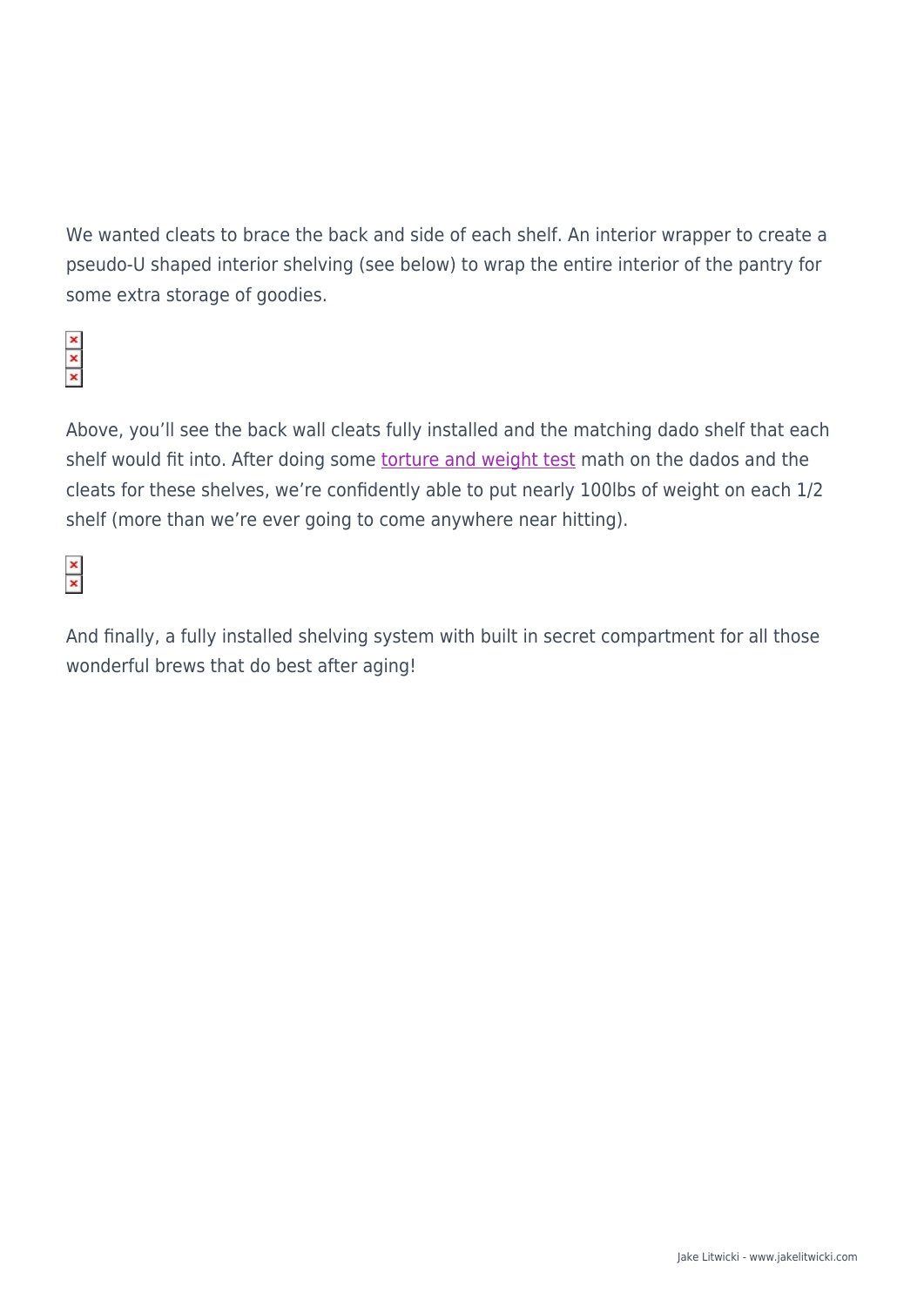We wanted cleats to brace the back and side of each shelf. An interior wrapper to create a pseudo-U shaped interior shelving (see below) to wrap the entire interior of the pantry for some extra storage of goodies.

Above, you'll see the back wall cleats fully installed and the matching dado shelf that each shelf would fit into. After doing some torture and weight test math on the dados and the cleats for these shelves, we're confidently able to put nearly 100lbs of weight on each 1/2 shelf (more than we're ever going to come anywhere near hitting).

And finally, a fully installed shelving system with built in secret compartment for all those wonderful brews that do best after aging!